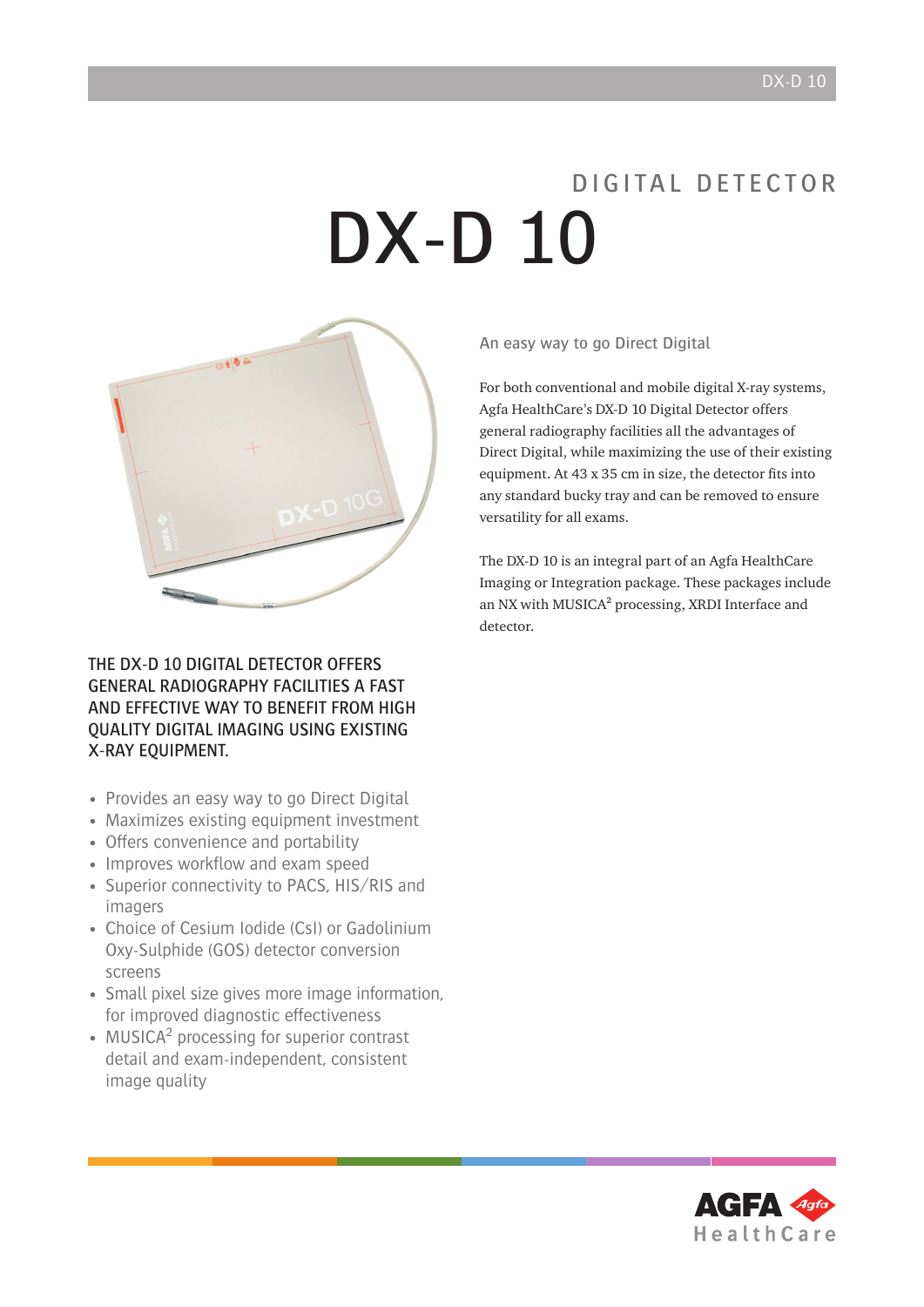DIGITAL DETECTOR

# DX-D 10

THE DX-D 10 DIGITAL DETECTOR OFFERS GENERAL RADIOGRAPHY FACILITIES A FAST AND EFFECTIVE WAY TO BENEFIT FROM HIGH QUALITY DIGITAL IMAGING USING EXISTING X-RAY EQUIPMENT.

- Provides an easy way to go Direct Digital
- Maximizes existing equipment investment
- Offers convenience and portability
- Improves workflow and exam speed
- Superior connectivity to PACS, HIS/RIS and imagers
- Choice of Cesium Iodide (CsI) or Gadolinium Oxy-Sulphide (GOS) detector conversion screens
- Small pixel size gives more image information, for improved diagnostic effectiveness
- MUSICA$^2$ processing for superior contrast detail and exam-independent, consistent image quality

## An easy way to go Direct Digital

For both conventional and mobile digital X-ray systems, Agfa HealthCare's DX-D 10 Digital Detector offers general radiography facilities all the advantages of Direct Digital, while maximizing the use of their existing equipment. At 43 x 35 cm in size, the detector fits into any standard bucky tray and can be removed to ensure versatility for all exams.

The DX-D 10 is an integral part of an Agfa HealthCare Imaging or Integration package. These packages include an NX with MUSICA$^2$ processing, XRDI Interface and detector.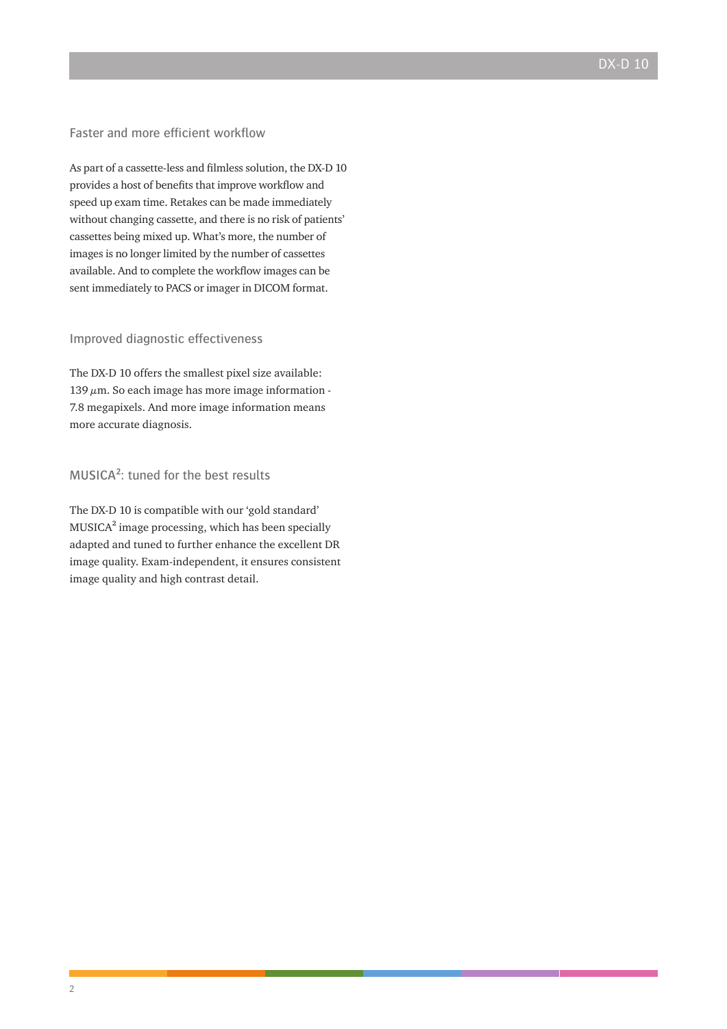## Faster and more efficient workflow

As part of a cassette-less and filmless solution, the DX-D 10 provides a host of benefits that improve workflow and speed up exam time. Retakes can be made immediately without changing cassette, and there is no risk of patients' cassettes being mixed up. What's more, the number of images is no longer limited by the number of cassettes available. And to complete the workflow images can be sent immediately to PACS or imager in DICOM format.

## Improved diagnostic effectiveness

The DX-D 10 offers the smallest pixel size available: 139 $\mu$m. So each image has more image information - 7.8 megapixels. And more image information means more accurate diagnosis.

## MUSICA$^2$: tuned for the best results

The DX-D 10 is compatible with our 'gold standard' MUSICA$^2$ image processing, which has been specially adapted and tuned to further enhance the excellent DR image quality. Exam-independent, it ensures consistent image quality and high contrast detail.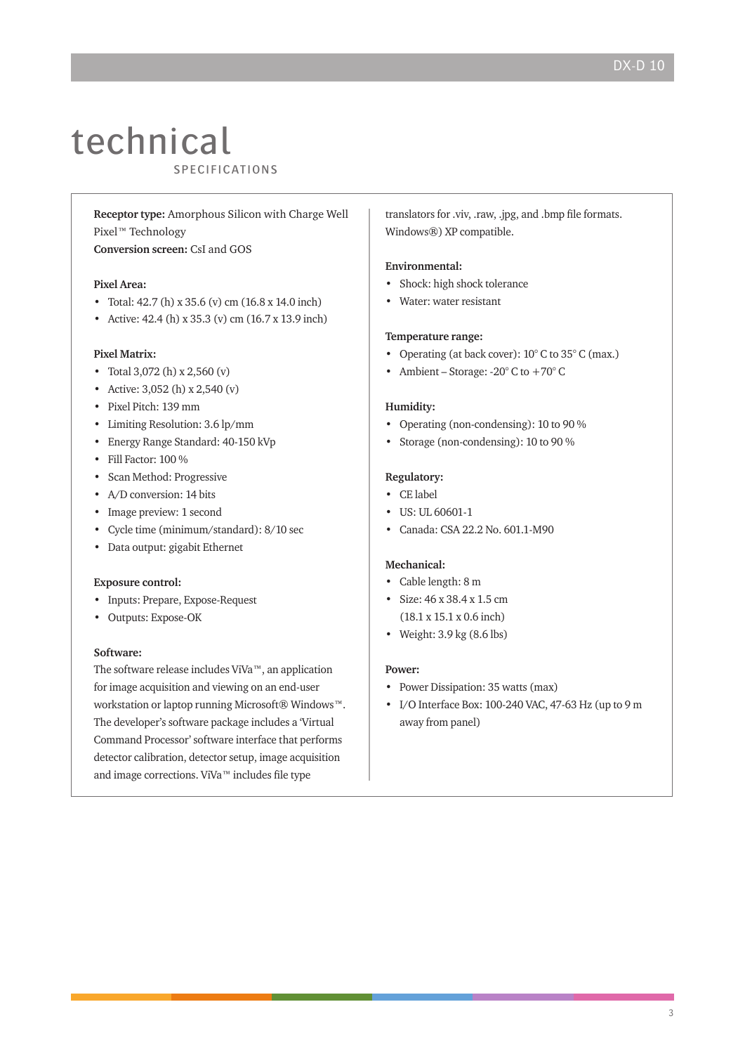# technical

SPECIFICATIONS

**Receptor type:** Amorphous Silicon with Charge Well Pixel™ Technology
**Conversion screen:** CsI and GOS

**Pixel Area:**

- Total: 42.7 (h) x 35.6 (v) cm (16.8 x 14.0 inch)
- Active: 42.4 (h) x 35.3 (v) cm (16.7 x 13.9 inch)

**Pixel Matrix:**

- Total 3,072 (h) x 2,560 (v)
- Active: 3,052 (h) x 2,540 (v)
- Pixel Pitch: 139 mm
- Limiting Resolution: 3.6 lp/mm
- Energy Range Standard: 40-150 kVp
- Fill Factor: 100 %
- Scan Method: Progressive
- A/D conversion: 14 bits
- Image preview: 1 second
- Cycle time (minimum/standard): 8/10 sec
- Data output: gigabit Ethernet

**Exposure control:**

- Inputs: Prepare, Expose-Request
- Outputs: Expose-OK

**Software:**
The software release includes ViVa™, an application for image acquisition and viewing on an end-user workstation or laptop running Microsoft® Windows™. The developer's software package includes a 'Virtual Command Processor' software interface that performs detector calibration, detector setup, image acquisition and image corrections. ViVa™ includes file type translators for .viv, .raw, .jpg, and .bmp file formats. Windows®) XP compatible.

**Environmental:**

- Shock: high shock tolerance
- Water: water resistant

**Temperature range:**

- Operating (at back cover): 10° C to 35° C (max.)
- Ambient – Storage: -20° C to +70° C

**Humidity:**

- Operating (non-condensing): 10 to 90 %
- Storage (non-condensing): 10 to 90 %

**Regulatory:**

- CE label
- US: UL 60601-1
- Canada: CSA 22.2 No. 601.1-M90

**Mechanical:**

- Cable length: 8 m
- Size: 46 x 38.4 x 1.5 cm (18.1 x 15.1 x 0.6 inch)
- Weight: 3.9 kg (8.6 lbs)

**Power:**

- Power Dissipation: 35 watts (max)
- I/O Interface Box: 100-240 VAC, 47-63 Hz (up to 9 m away from panel)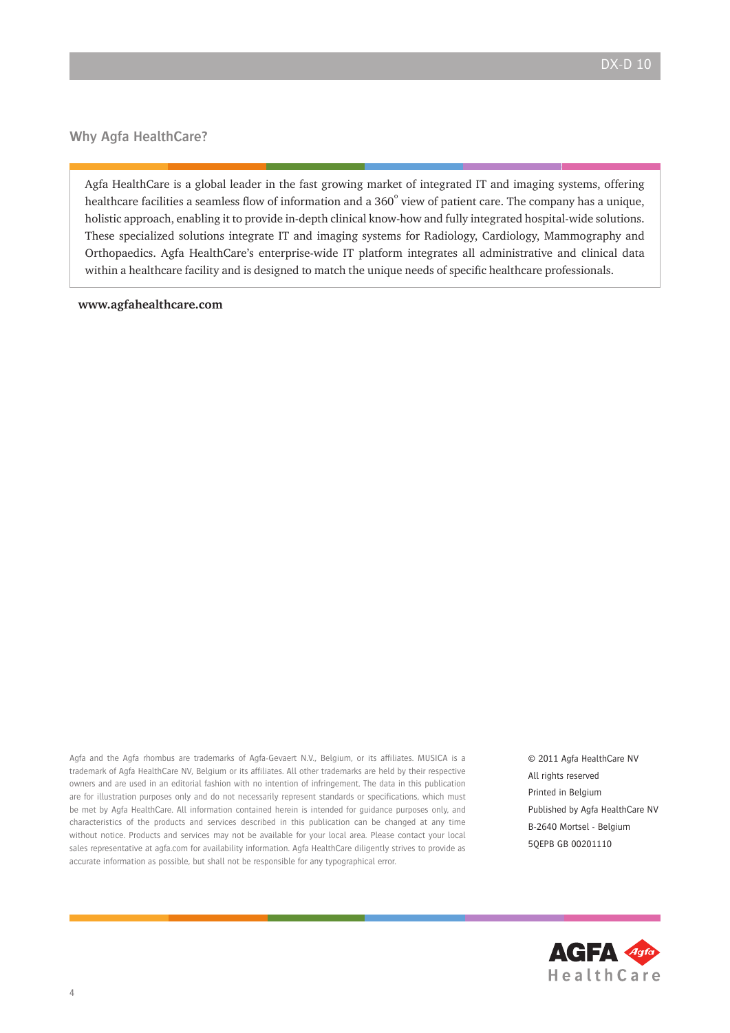## Why Agfa HealthCare?

Agfa HealthCare is a global leader in the fast growing market of integrated IT and imaging systems, offering healthcare facilities a seamless flow of information and a 360° view of patient care. The company has a unique, holistic approach, enabling it to provide in-depth clinical know-how and fully integrated hospital-wide solutions. These specialized solutions integrate IT and imaging systems for Radiology, Cardiology, Mammography and Orthopaedics. Agfa HealthCare's enterprise-wide IT platform integrates all administrative and clinical data within a healthcare facility and is designed to match the unique needs of specific healthcare professionals.

**www.agfahealthcare.com**

Agfa and the Agfa rhombus are trademarks of Agfa-Gevaert N.V., Belgium, or its affiliates. MUSICA is a trademark of Agfa HealthCare NV, Belgium or its affiliates. All other trademarks are held by their respective owners and are used in an editorial fashion with no intention of infringement. The data in this publication are for illustration purposes only and do not necessarily represent standards or specifications, which must be met by Agfa HealthCare. All information contained herein is intended for guidance purposes only, and characteristics of the products and services described in this publication can be changed at any time without notice. Products and services may not be available for your local area. Please contact your local sales representative at agfa.com for availability information. Agfa HealthCare diligently strives to provide as accurate information as possible, but shall not be responsible for any typographical error.

© 2011 Agfa HealthCare NV
All rights reserved
Printed in Belgium
Published by Agfa HealthCare NV
B-2640 Mortsel - Belgium
5QEPB GB 00201110

AGFA HealthCare